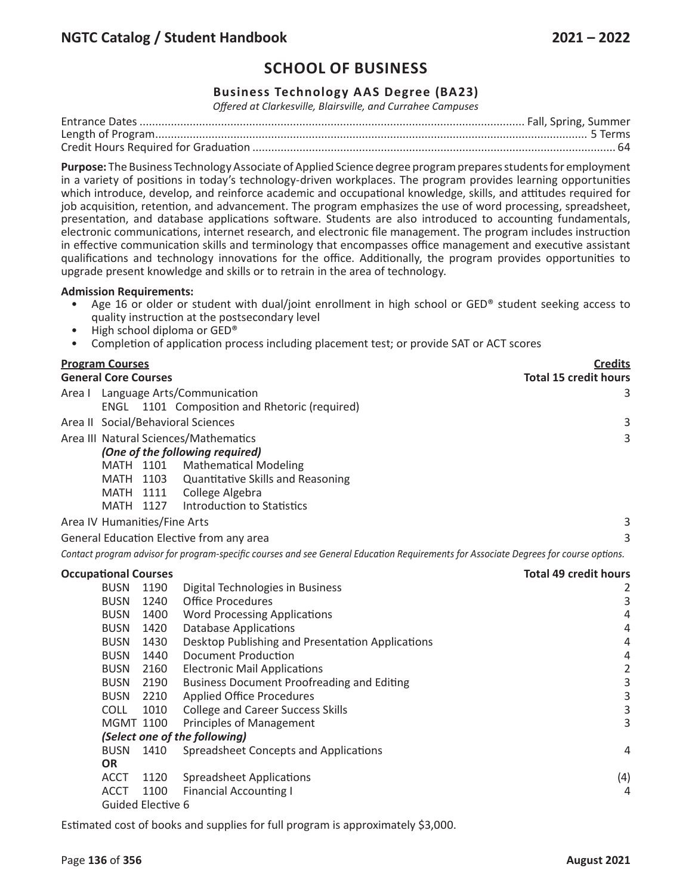# SCHOOL OF BUSINESS

## Business Technology AAS Degree (BA23)

*Offered at Clarkesville, Blairsville, and Currahee Campuses*

Entrance Dates .......... Fall, Spring, Summer
Length of Program.......... 5 Terms
Credit Hours Required for Graduation .......... 64

**Purpose:** The Business Technology Associate of Applied Science degree program prepares students for employment in a variety of positions in today's technology-driven workplaces. The program provides learning opportunities which introduce, develop, and reinforce academic and occupational knowledge, skills, and attitudes required for job acquisition, retention, and advancement. The program emphasizes the use of word processing, spreadsheet, presentation, and database applications software. Students are also introduced to accounting fundamentals, electronic communications, internet research, and electronic file management. The program includes instruction in effective communication skills and terminology that encompasses office management and executive assistant qualifications and technology innovations for the office. Additionally, the program provides opportunities to upgrade present knowledge and skills or to retrain in the area of technology.

**Admission Requirements:**

- Age 16 or older or student with dual/joint enrollment in high school or GED® student seeking access to quality instruction at the postsecondary level
- High school diploma or GED®
- Completion of application process including placement test; or provide SAT or ACT scores

| **Program Courses** | **Credits** |
|---|---|
| **General Core Courses** | **Total 15 credit hours** |
| Area I Language Arts/Communication | 3 |
| ENGL 1101 Composition and Rhetoric (required) | |
| Area II Social/Behavioral Sciences | 3 |
| Area III Natural Sciences/Mathematics | 3 |
| ***(One of the following required)*** | |
| MATH 1101 Mathematical Modeling | |
| MATH 1103 Quantitative Skills and Reasoning | |
| MATH 1111 College Algebra | |
| MATH 1127 Introduction to Statistics | |
| Area IV Humanities/Fine Arts | 3 |
| General Education Elective from any area | 3 |

*Contact program advisor for program-specific courses and see General Education Requirements for Associate Degrees for course options.*

| **Occupational Courses** | | | **Total 49 credit hours** |
|---|---|---|---|
| BUSN | 1190 | Digital Technologies in Business | 2 |
| BUSN | 1240 | Office Procedures | 3 |
| BUSN | 1400 | Word Processing Applications | 4 |
| BUSN | 1420 | Database Applications | 4 |
| BUSN | 1430 | Desktop Publishing and Presentation Applications | 4 |
| BUSN | 1440 | Document Production | 4 |
| BUSN | 2160 | Electronic Mail Applications | 2 |
| BUSN | 2190 | Business Document Proofreading and Editing | 3 |
| BUSN | 2210 | Applied Office Procedures | 3 |
| COLL | 1010 | College and Career Success Skills | 3 |
| MGMT | 1100 | Principles of Management | 3 |
| ***(Select one of the following)*** | | | |
| BUSN | 1410 | Spreadsheet Concepts and Applications | 4 |
| **OR** | | | |
| ACCT | 1120 | Spreadsheet Applications | (4) |
| ACCT | 1100 | Financial Accounting I | 4 |
| Guided Elective 6 | | | |

Estimated cost of books and supplies for full program is approximately $3,000.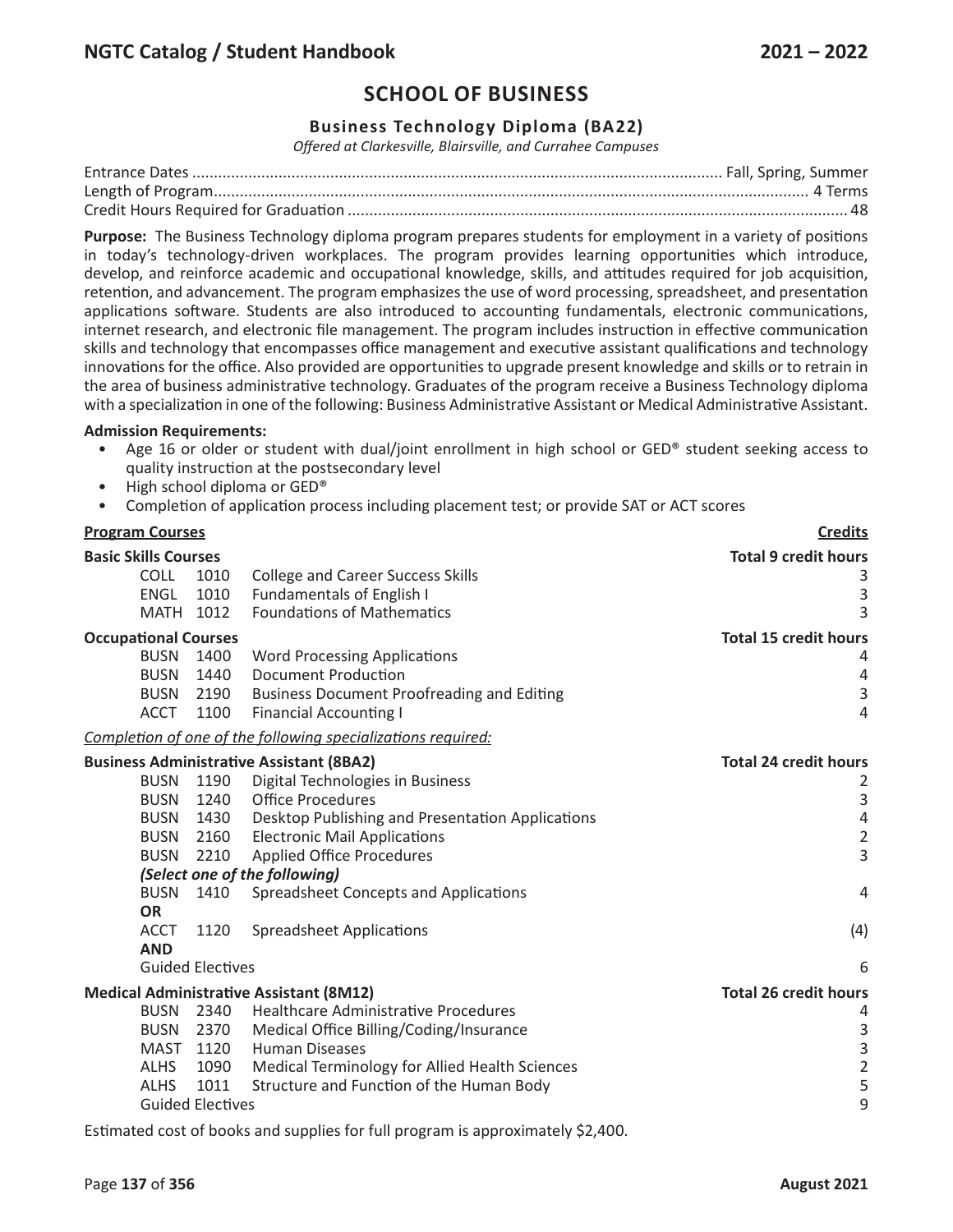# SCHOOL OF BUSINESS

## Business Technology Diploma (BA22)

*Offered at Clarkesville, Blairsville, and Currahee Campuses*

Entrance Dates .......... Fall, Spring, Summer
Length of Program .......... 4 Terms
Credit Hours Required for Graduation .......... 48

**Purpose:** The Business Technology diploma program prepares students for employment in a variety of positions in today's technology-driven workplaces. The program provides learning opportunities which introduce, develop, and reinforce academic and occupational knowledge, skills, and attitudes required for job acquisition, retention, and advancement. The program emphasizes the use of word processing, spreadsheet, and presentation applications software. Students are also introduced to accounting fundamentals, electronic communications, internet research, and electronic file management. The program includes instruction in effective communication skills and technology that encompasses office management and executive assistant qualifications and technology innovations for the office. Also provided are opportunities to upgrade present knowledge and skills or to retrain in the area of business administrative technology. Graduates of the program receive a Business Technology diploma with a specialization in one of the following: Business Administrative Assistant or Medical Administrative Assistant.

**Admission Requirements:**

- Age 16 or older or student with dual/joint enrollment in high school or GED® student seeking access to quality instruction at the postsecondary level
- High school diploma or GED®
- Completion of application process including placement test; or provide SAT or ACT scores

| **Program Courses** | | | **Credits** |
|---|---|---|---|
| **Basic Skills Courses** | | | **Total 9 credit hours** |
| COLL | 1010 | College and Career Success Skills | 3 |
| ENGL | 1010 | Fundamentals of English I | 3 |
| MATH | 1012 | Foundations of Mathematics | 3 |
| **Occupational Courses** | | | **Total 15 credit hours** |
| BUSN | 1400 | Word Processing Applications | 4 |
| BUSN | 1440 | Document Production | 4 |
| BUSN | 2190 | Business Document Proofreading and Editing | 3 |
| ACCT | 1100 | Financial Accounting I | 4 |
| *Completion of one of the following specializations required:* | | | |
| **Business Administrative Assistant (8BA2)** | | | **Total 24 credit hours** |
| BUSN | 1190 | Digital Technologies in Business | 2 |
| BUSN | 1240 | Office Procedures | 3 |
| BUSN | 1430 | Desktop Publishing and Presentation Applications | 4 |
| BUSN | 2160 | Electronic Mail Applications | 2 |
| BUSN | 2210 | Applied Office Procedures | 3 |
| ***(Select one of the following)*** | | | |
| BUSN | 1410 | Spreadsheet Concepts and Applications | 4 |
| **OR** | | | |
| ACCT | 1120 | Spreadsheet Applications | (4) |
| **AND** | | | |
| Guided Electives | | | 6 |
| **Medical Administrative Assistant (8M12)** | | | **Total 26 credit hours** |
| BUSN | 2340 | Healthcare Administrative Procedures | 4 |
| BUSN | 2370 | Medical Office Billing/Coding/Insurance | 3 |
| MAST | 1120 | Human Diseases | 3 |
| ALHS | 1090 | Medical Terminology for Allied Health Sciences | 2 |
| ALHS | 1011 | Structure and Function of the Human Body | 5 |
| Guided Electives | | | 9 |

Estimated cost of books and supplies for full program is approximately $2,400.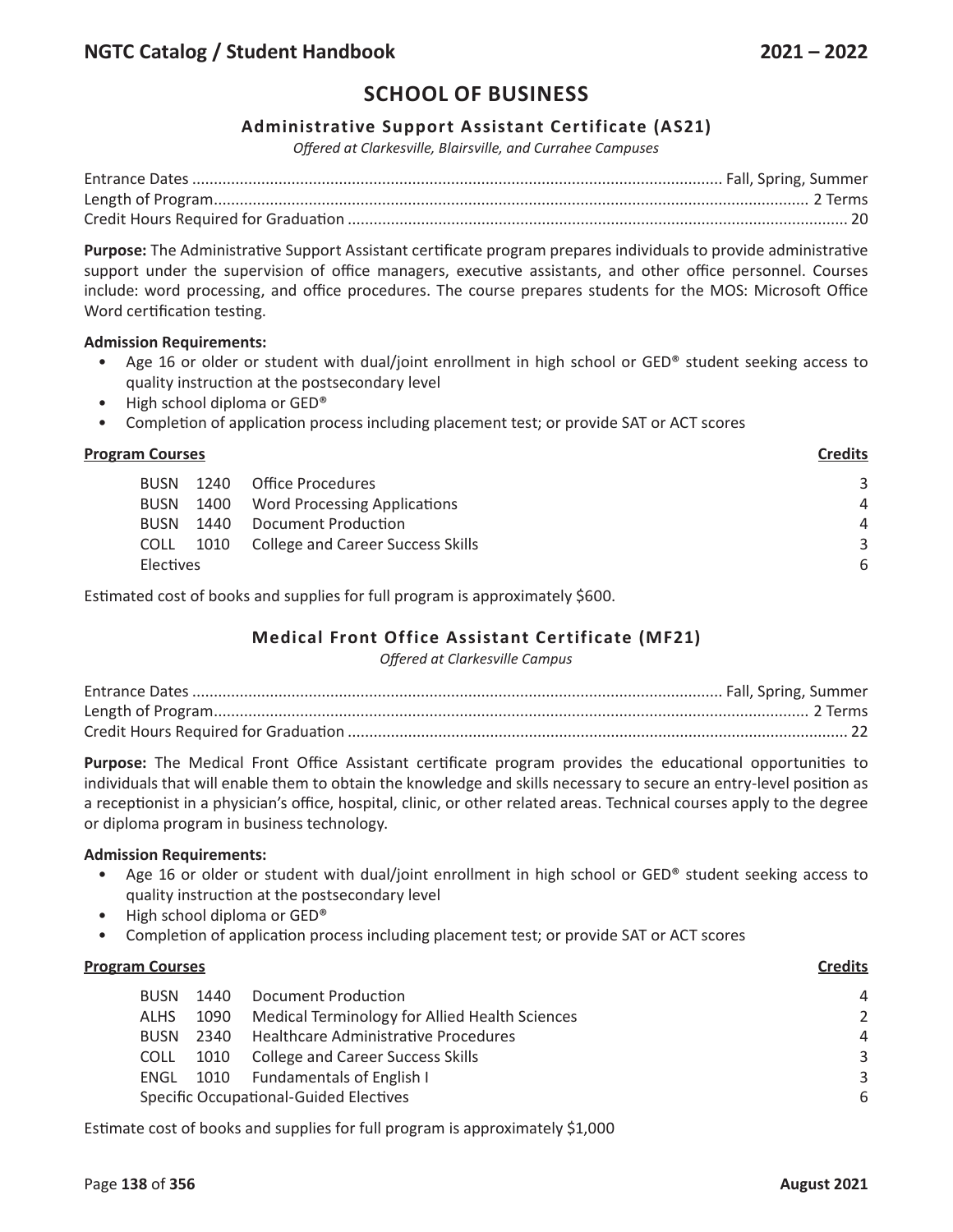# SCHOOL OF BUSINESS

## Administrative Support Assistant Certificate (AS21)

*Offered at Clarkesville, Blairsville, and Currahee Campuses*

Entrance Dates .......... Fall, Spring, Summer
Length of Program .......... 2 Terms
Credit Hours Required for Graduation .......... 20

**Purpose:** The Administrative Support Assistant certificate program prepares individuals to provide administrative support under the supervision of office managers, executive assistants, and other office personnel. Courses include: word processing, and office procedures. The course prepares students for the MOS: Microsoft Office Word certification testing.

**Admission Requirements:**

- Age 16 or older or student with dual/joint enrollment in high school or GED® student seeking access to quality instruction at the postsecondary level
- High school diploma or GED®
- Completion of application process including placement test; or provide SAT or ACT scores

| Program Courses | | | Credits |
|---|---|---|---|
| BUSN | 1240 | Office Procedures | 3 |
| BUSN | 1400 | Word Processing Applications | 4 |
| BUSN | 1440 | Document Production | 4 |
| COLL | 1010 | College and Career Success Skills | 3 |
| Electives | | | 6 |

Estimated cost of books and supplies for full program is approximately $600.

## Medical Front Office Assistant Certificate (MF21)

*Offered at Clarkesville Campus*

Entrance Dates .......... Fall, Spring, Summer
Length of Program .......... 2 Terms
Credit Hours Required for Graduation .......... 22

**Purpose:** The Medical Front Office Assistant certificate program provides the educational opportunities to individuals that will enable them to obtain the knowledge and skills necessary to secure an entry-level position as a receptionist in a physician's office, hospital, clinic, or other related areas. Technical courses apply to the degree or diploma program in business technology.

**Admission Requirements:**

- Age 16 or older or student with dual/joint enrollment in high school or GED® student seeking access to quality instruction at the postsecondary level
- High school diploma or GED®
- Completion of application process including placement test; or provide SAT or ACT scores

| Program Courses | | | Credits |
|---|---|---|---|
| BUSN | 1440 | Document Production | 4 |
| ALHS | 1090 | Medical Terminology for Allied Health Sciences | 2 |
| BUSN | 2340 | Healthcare Administrative Procedures | 4 |
| COLL | 1010 | College and Career Success Skills | 3 |
| ENGL | 1010 | Fundamentals of English I | 3 |
| Specific Occupational-Guided Electives | | | 6 |

Estimate cost of books and supplies for full program is approximately $1,000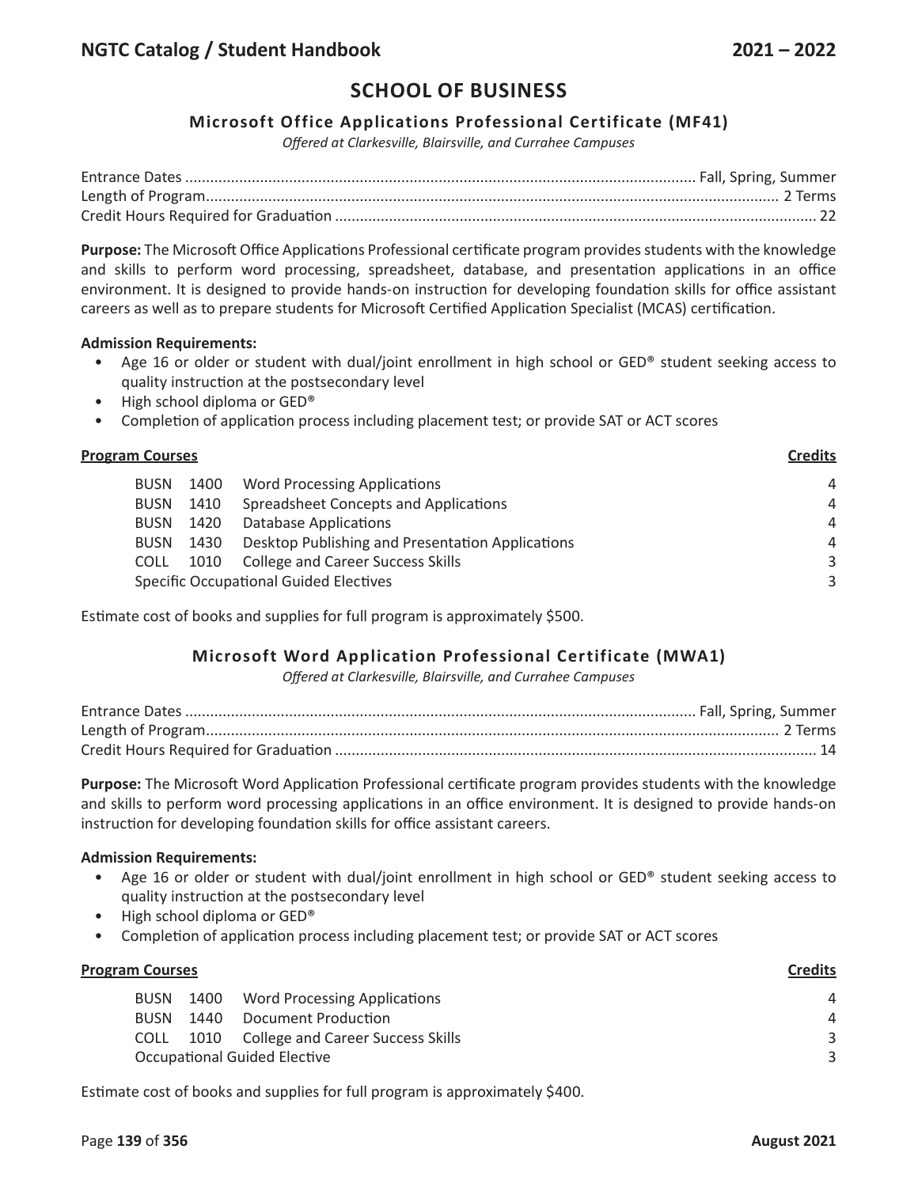# SCHOOL OF BUSINESS

## Microsoft Office Applications Professional Certificate (MF41)

*Offered at Clarkesville, Blairsville, and Currahee Campuses*

| | |
|---|---|
| Entrance Dates | Fall, Spring, Summer |
| Length of Program | 2 Terms |
| Credit Hours Required for Graduation | 22 |

**Purpose:** The Microsoft Office Applications Professional certificate program provides students with the knowledge and skills to perform word processing, spreadsheet, database, and presentation applications in an office environment. It is designed to provide hands-on instruction for developing foundation skills for office assistant careers as well as to prepare students for Microsoft Certified Application Specialist (MCAS) certification.

**Admission Requirements:**

- Age 16 or older or student with dual/joint enrollment in high school or GED® student seeking access to quality instruction at the postsecondary level
- High school diploma or GED®
- Completion of application process including placement test; or provide SAT or ACT scores

| Program Courses | | | Credits |
|---|---|---|---|
| BUSN | 1400 | Word Processing Applications | 4 |
| BUSN | 1410 | Spreadsheet Concepts and Applications | 4 |
| BUSN | 1420 | Database Applications | 4 |
| BUSN | 1430 | Desktop Publishing and Presentation Applications | 4 |
| COLL | 1010 | College and Career Success Skills | 3 |
| Specific Occupational Guided Electives | | | 3 |

Estimate cost of books and supplies for full program is approximately $500.

## Microsoft Word Application Professional Certificate (MWA1)

*Offered at Clarkesville, Blairsville, and Currahee Campuses*

| | |
|---|---|
| Entrance Dates | Fall, Spring, Summer |
| Length of Program | 2 Terms |
| Credit Hours Required for Graduation | 14 |

**Purpose:** The Microsoft Word Application Professional certificate program provides students with the knowledge and skills to perform word processing applications in an office environment. It is designed to provide hands-on instruction for developing foundation skills for office assistant careers.

**Admission Requirements:**

- Age 16 or older or student with dual/joint enrollment in high school or GED® student seeking access to quality instruction at the postsecondary level
- High school diploma or GED®
- Completion of application process including placement test; or provide SAT or ACT scores

| Program Courses | | | Credits |
|---|---|---|---|
| BUSN | 1400 | Word Processing Applications | 4 |
| BUSN | 1440 | Document Production | 4 |
| COLL | 1010 | College and Career Success Skills | 3 |
| Occupational Guided Elective | | | 3 |

Estimate cost of books and supplies for full program is approximately $400.